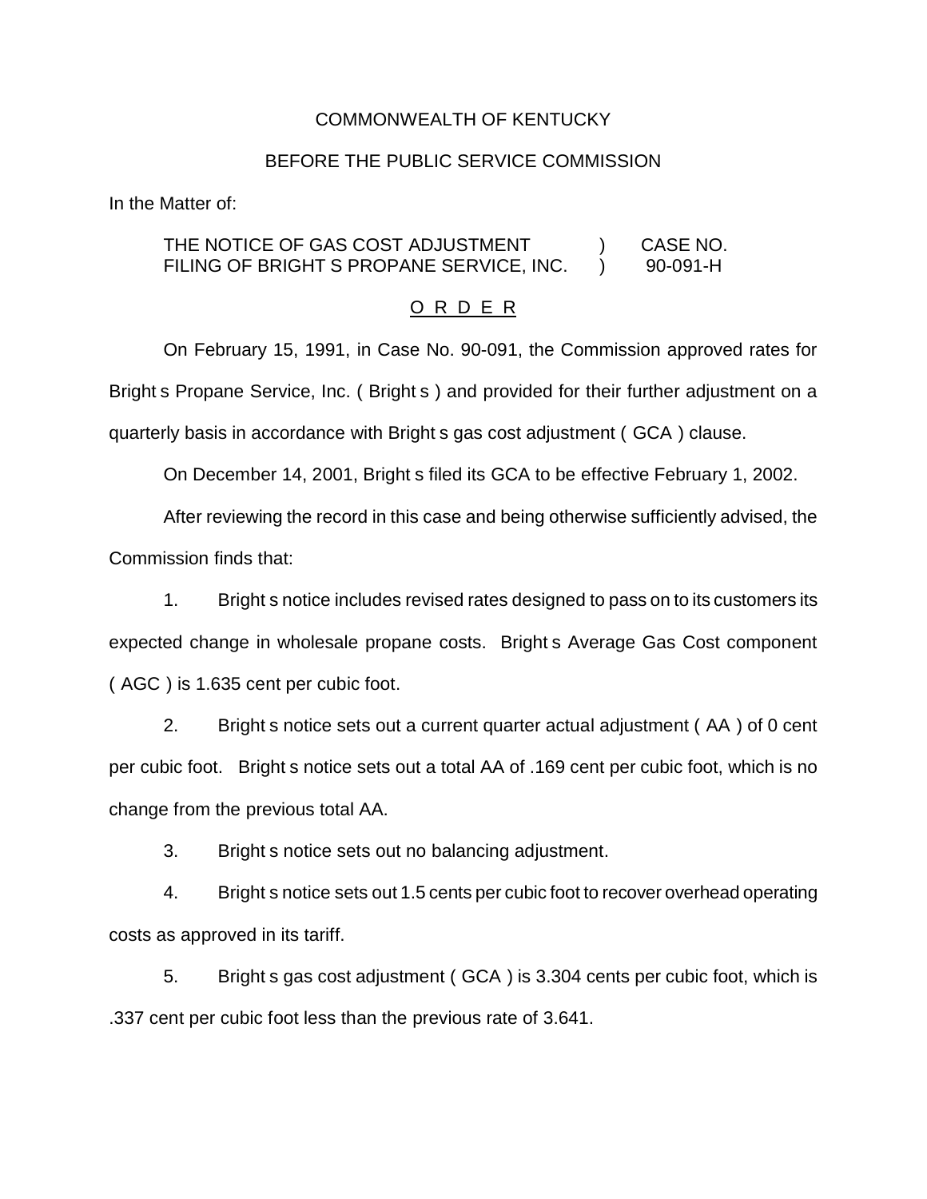COMMONWEALTH OF KENTUCKY

BEFORE THE PUBLIC SERVICE COMMISSION

In the Matter of:

| THE NOTICE OF GAS COST ADJUSTMENT FILING OF BRIGHT S PROPANE SERVICE, INC. | ) ) | CASE NO. 90-091-H |
|---|---|---|

O R D E R

On February 15, 1991, in Case No. 90-091, the Commission approved rates for Bright s Propane Service, Inc. ( Bright s ) and provided for their further adjustment on a quarterly basis in accordance with Bright s gas cost adjustment ( GCA ) clause.

On December 14, 2001, Bright s filed its GCA to be effective February 1, 2002.

After reviewing the record in this case and being otherwise sufficiently advised, the Commission finds that:

1. Bright s notice includes revised rates designed to pass on to its customers its expected change in wholesale propane costs. Bright s Average Gas Cost component ( AGC ) is 1.635 cent per cubic foot.

2. Bright s notice sets out a current quarter actual adjustment ( AA ) of 0 cent per cubic foot. Bright s notice sets out a total AA of .169 cent per cubic foot, which is no change from the previous total AA.

3. Bright s notice sets out no balancing adjustment.

4. Bright s notice sets out 1.5 cents per cubic foot to recover overhead operating costs as approved in its tariff.

5. Bright s gas cost adjustment ( GCA ) is 3.304 cents per cubic foot, which is .337 cent per cubic foot less than the previous rate of 3.641.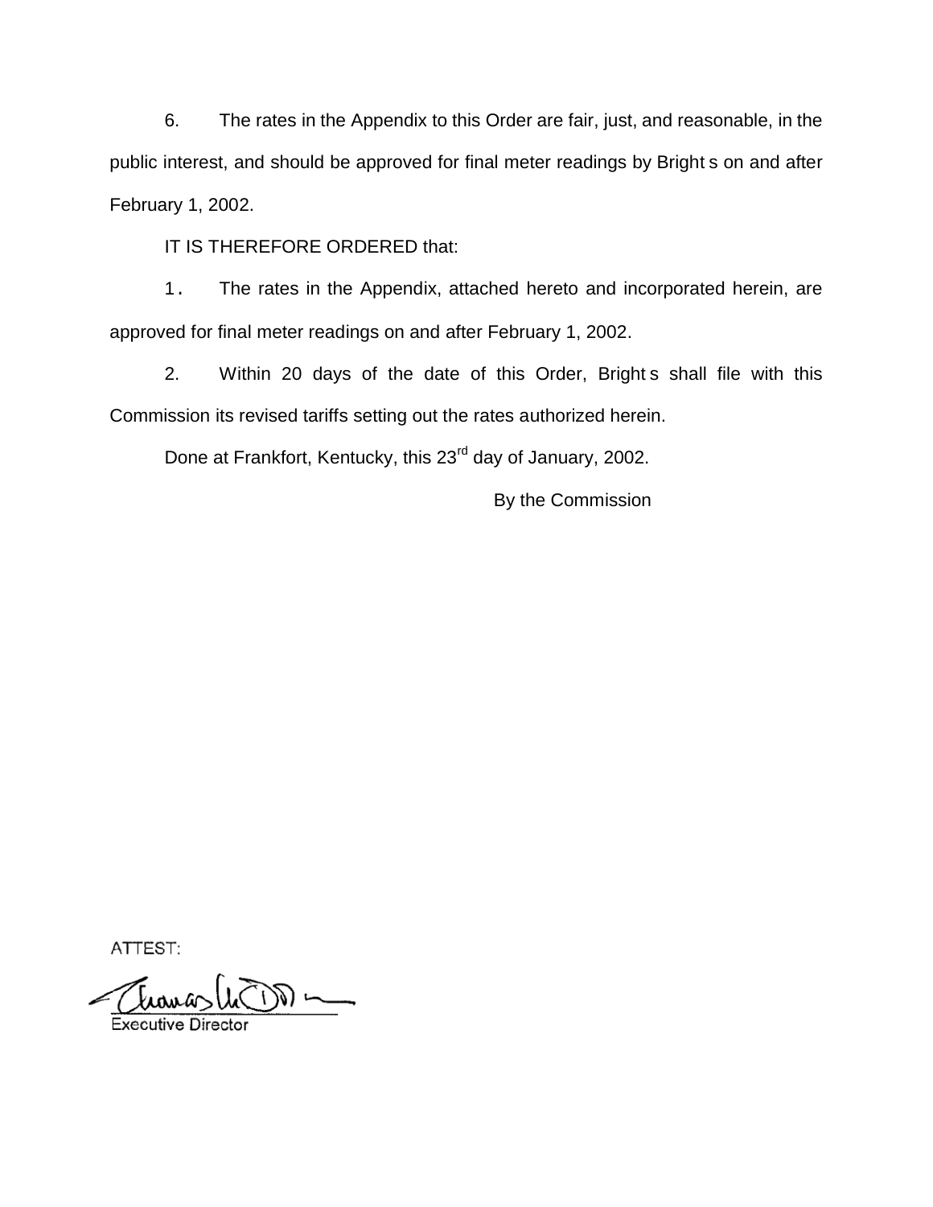6. The rates in the Appendix to this Order are fair, just, and reasonable, in the public interest, and should be approved for final meter readings by Bright s on and after February 1, 2002.

IT IS THEREFORE ORDERED that:

1. The rates in the Appendix, attached hereto and incorporated herein, are approved for final meter readings on and after February 1, 2002.

2. Within 20 days of the date of this Order, Bright s shall file with this Commission its revised tariffs setting out the rates authorized herein.

Done at Frankfort, Kentucky, this 23rd day of January, 2002.

By the Commission

ATTEST:

Executive Director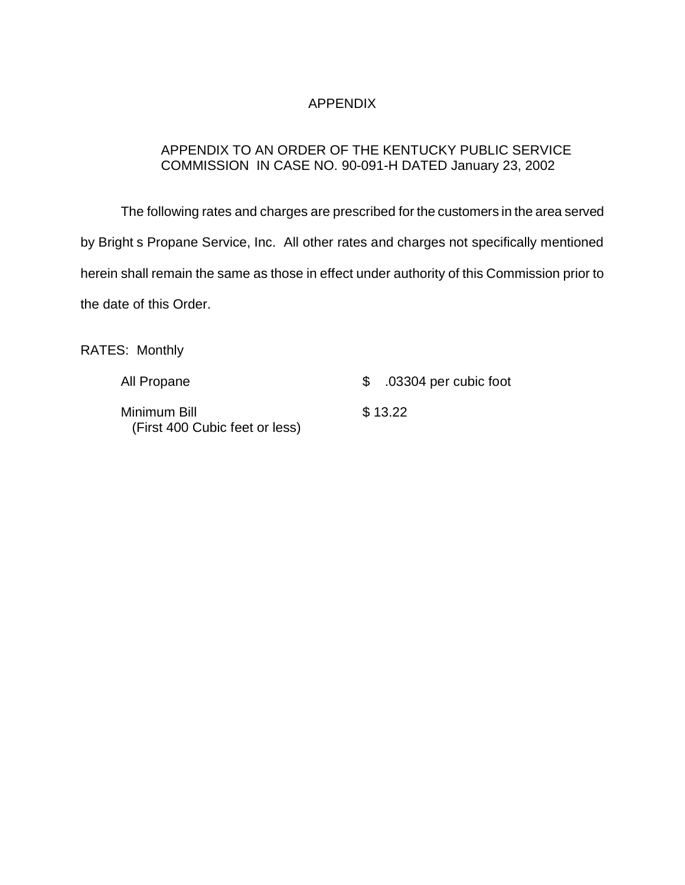# APPENDIX

## APPENDIX TO AN ORDER OF THE KENTUCKY PUBLIC SERVICE COMMISSION IN CASE NO. 90-091-H DATED January 23, 2002

The following rates and charges are prescribed for the customers in the area served by Bright s Propane Service, Inc. All other rates and charges not specifically mentioned herein shall remain the same as those in effect under authority of this Commission prior to the date of this Order.

RATES: Monthly

| | |
|---|---|
| All Propane | $ .03304 per cubic foot |
| Minimum Bill (First 400 Cubic feet or less) | $ 13.22 |